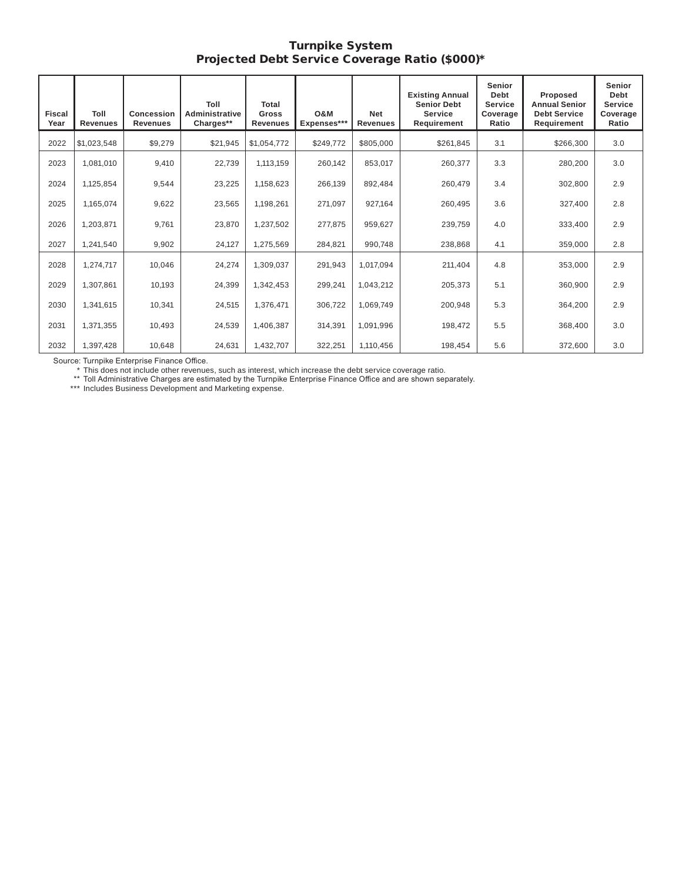# Turnpike System
## Projected Debt Service Coverage Ratio ($000)*

| Fiscal Year | Toll Revenues | Concession Revenues | Toll Administrative Charges** | Total Gross Revenues | O&M Expenses*** | Net Revenues | Existing Annual Senior Debt Service Requirement | Senior Debt Service Coverage Ratio | Proposed Annual Senior Debt Service Requirement | Senior Debt Service Coverage Ratio |
|---|---|---|---|---|---|---|---|---|---|---|
| 2022 | $1,023,548 | $9,279 | $21,945 | $1,054,772 | $249,772 | $805,000 | $261,845 | 3.1 | $266,300 | 3.0 |
| 2023 | 1,081,010 | 9,410 | 22,739 | 1,113,159 | 260,142 | 853,017 | 260,377 | 3.3 | 280,200 | 3.0 |
| 2024 | 1,125,854 | 9,544 | 23,225 | 1,158,623 | 266,139 | 892,484 | 260,479 | 3.4 | 302,800 | 2.9 |
| 2025 | 1,165,074 | 9,622 | 23,565 | 1,198,261 | 271,097 | 927,164 | 260,495 | 3.6 | 327,400 | 2.8 |
| 2026 | 1,203,871 | 9,761 | 23,870 | 1,237,502 | 277,875 | 959,627 | 239,759 | 4.0 | 333,400 | 2.9 |
| 2027 | 1,241,540 | 9,902 | 24,127 | 1,275,569 | 284,821 | 990,748 | 238,868 | 4.1 | 359,000 | 2.8 |
| 2028 | 1,274,717 | 10,046 | 24,274 | 1,309,037 | 291,943 | 1,017,094 | 211,404 | 4.8 | 353,000 | 2.9 |
| 2029 | 1,307,861 | 10,193 | 24,399 | 1,342,453 | 299,241 | 1,043,212 | 205,373 | 5.1 | 360,900 | 2.9 |
| 2030 | 1,341,615 | 10,341 | 24,515 | 1,376,471 | 306,722 | 1,069,749 | 200,948 | 5.3 | 364,200 | 2.9 |
| 2031 | 1,371,355 | 10,493 | 24,539 | 1,406,387 | 314,391 | 1,091,996 | 198,472 | 5.5 | 368,400 | 3.0 |
| 2032 | 1,397,428 | 10,648 | 24,631 | 1,432,707 | 322,251 | 1,110,456 | 198,454 | 5.6 | 372,600 | 3.0 |

Source: Turnpike Enterprise Finance Office.

\* This does not include other revenues, such as interest, which increase the debt service coverage ratio.

** Toll Administrative Charges are estimated by the Turnpike Enterprise Finance Office and are shown separately.

*** Includes Business Development and Marketing expense.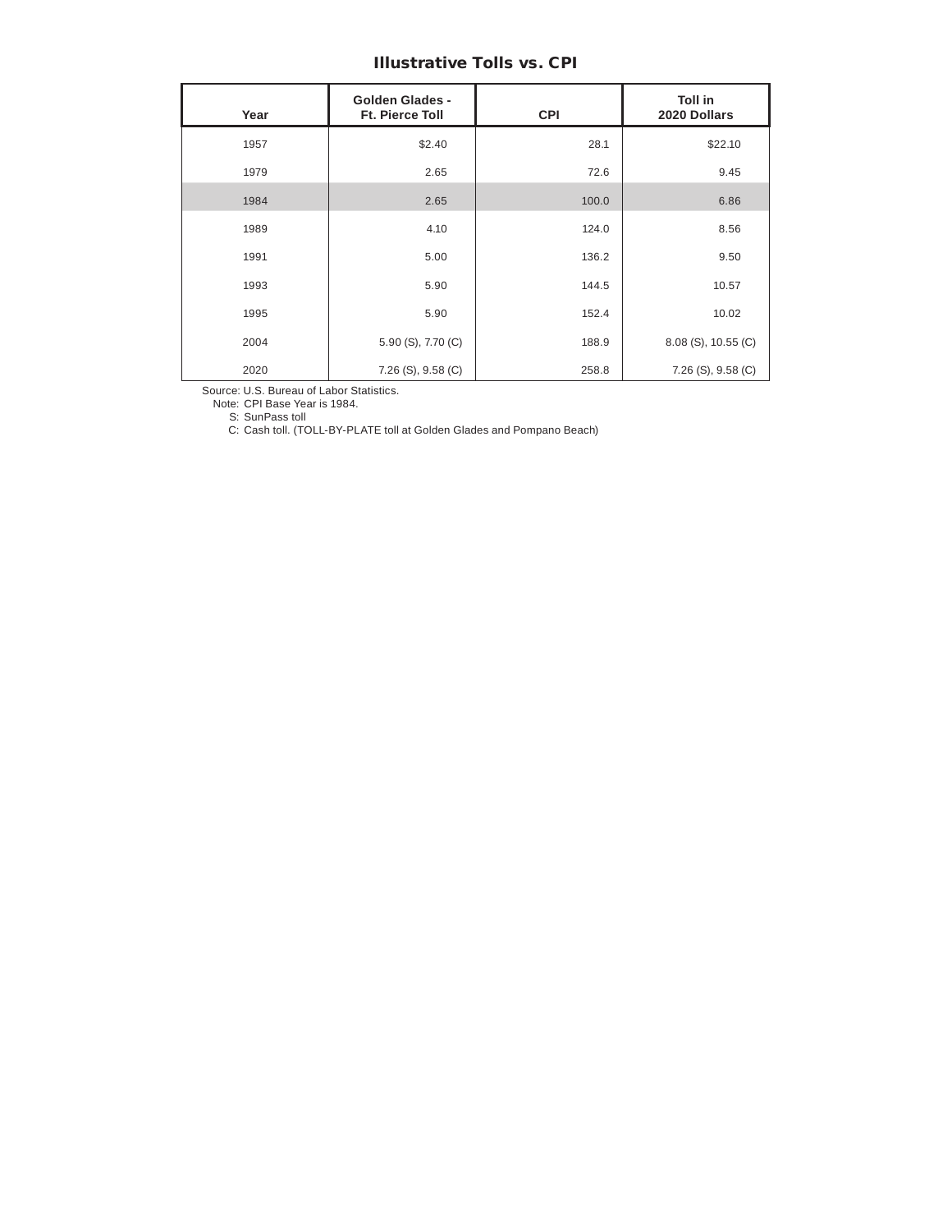## Illustrative Tolls vs. CPI

| Year | Golden Glades - Ft. Pierce Toll | CPI | Toll in 2020 Dollars |
|---|---|---|---|
| 1957 | $2.40 | 28.1 | $22.10 |
| 1979 | 2.65 | 72.6 | 9.45 |
| 1984 | 2.65 | 100.0 | 6.86 |
| 1989 | 4.10 | 124.0 | 8.56 |
| 1991 | 5.00 | 136.2 | 9.50 |
| 1993 | 5.90 | 144.5 | 10.57 |
| 1995 | 5.90 | 152.4 | 10.02 |
| 2004 | 5.90 (S), 7.70 (C) | 188.9 | 8.08 (S), 10.55 (C) |
| 2020 | 7.26 (S), 9.58 (C) | 258.8 | 7.26 (S), 9.58 (C) |

Source: U.S. Bureau of Labor Statistics.
Note: CPI Base Year is 1984.
S: SunPass toll
C: Cash toll. (TOLL-BY-PLATE toll at Golden Glades and Pompano Beach)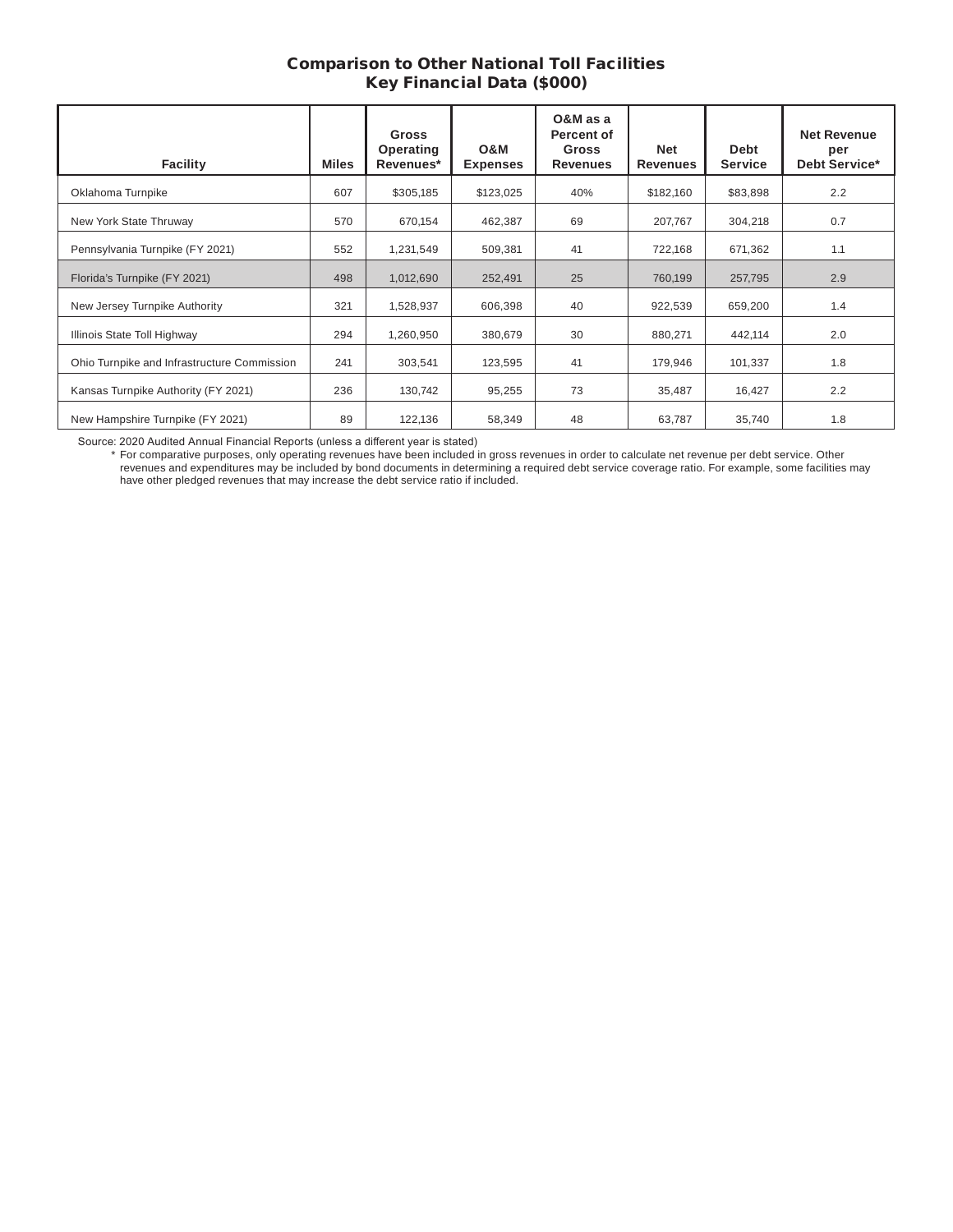## Comparison to Other National Toll Facilities
## Key Financial Data ($000)

| Facility | Miles | Gross Operating Revenues* | O&M Expenses | O&M as a Percent of Gross Revenues | Net Revenues | Debt Service | Net Revenue per Debt Service* |
|---|---|---|---|---|---|---|---|
| Oklahoma Turnpike | 607 | $305,185 | $123,025 | 40% | $182,160 | $83,898 | 2.2 |
| New York State Thruway | 570 | 670,154 | 462,387 | 69 | 207,767 | 304,218 | 0.7 |
| Pennsylvania Turnpike (FY 2021) | 552 | 1,231,549 | 509,381 | 41 | 722,168 | 671,362 | 1.1 |
| Florida's Turnpike (FY 2021) | 498 | 1,012,690 | 252,491 | 25 | 760,199 | 257,795 | 2.9 |
| New Jersey Turnpike Authority | 321 | 1,528,937 | 606,398 | 40 | 922,539 | 659,200 | 1.4 |
| Illinois State Toll Highway | 294 | 1,260,950 | 380,679 | 30 | 880,271 | 442,114 | 2.0 |
| Ohio Turnpike and Infrastructure Commission | 241 | 303,541 | 123,595 | 41 | 179,946 | 101,337 | 1.8 |
| Kansas Turnpike Authority (FY 2021) | 236 | 130,742 | 95,255 | 73 | 35,487 | 16,427 | 2.2 |
| New Hampshire Turnpike (FY 2021) | 89 | 122,136 | 58,349 | 48 | 63,787 | 35,740 | 1.8 |

Source: 2020 Audited Annual Financial Reports (unless a different year is stated)

\* For comparative purposes, only operating revenues have been included in gross revenues in order to calculate net revenue per debt service. Other revenues and expenditures may be included by bond documents in determining a required debt service coverage ratio. For example, some facilities may have other pledged revenues that may increase the debt service ratio if included.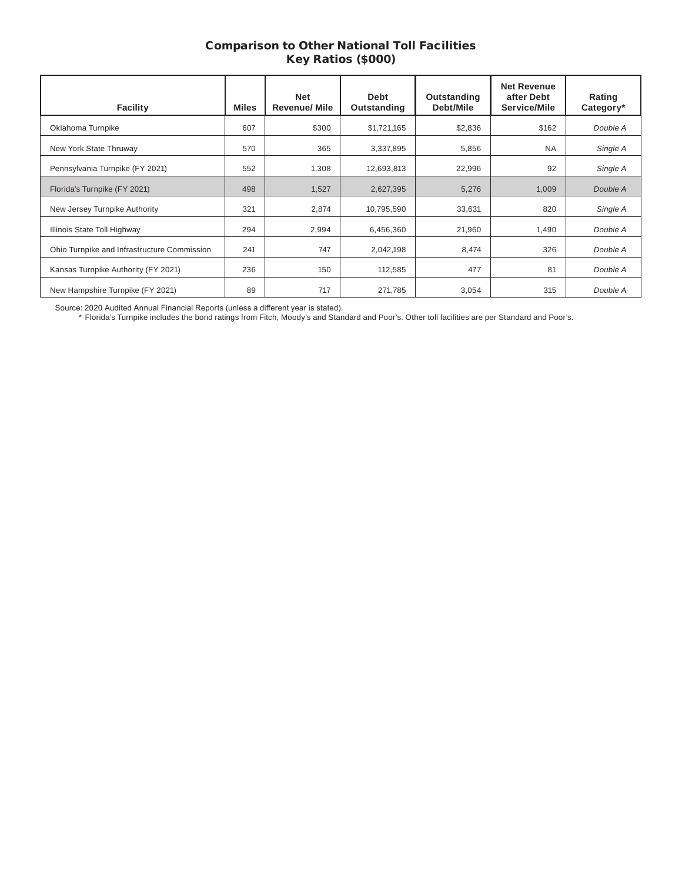## Comparison to Other National Toll Facilities
## Key Ratios ($000)

| Facility | Miles | Net Revenue/ Mile | Debt Outstanding | Outstanding Debt/Mile | Net Revenue after Debt Service/Mile | Rating Category* |
|---|---|---|---|---|---|---|
| Oklahoma Turnpike | 607 | $300 | $1,721,165 | $2,836 | $162 | *Double A* |
| New York State Thruway | 570 | 365 | 3,337,895 | 5,856 | NA | *Single A* |
| Pennsylvania Turnpike (FY 2021) | 552 | 1,308 | 12,693,813 | 22,996 | 92 | *Single A* |
| Florida's Turnpike (FY 2021) | 498 | 1,527 | 2,627,395 | 5,276 | 1,009 | *Double A* |
| New Jersey Turnpike Authority | 321 | 2,874 | 10,795,590 | 33,631 | 820 | *Single A* |
| Illinois State Toll Highway | 294 | 2,994 | 6,456,360 | 21,960 | 1,490 | *Double A* |
| Ohio Turnpike and Infrastructure Commission | 241 | 747 | 2,042,198 | 8,474 | 326 | *Double A* |
| Kansas Turnpike Authority (FY 2021) | 236 | 150 | 112,585 | 477 | 81 | *Double A* |
| New Hampshire Turnpike (FY 2021) | 89 | 717 | 271,785 | 3,054 | 315 | *Double A* |

Source: 2020 Audited Annual Financial Reports (unless a different year is stated).

\* Florida's Turnpike includes the bond ratings from Fitch, Moody's and Standard and Poor's. Other toll facilities are per Standard and Poor's.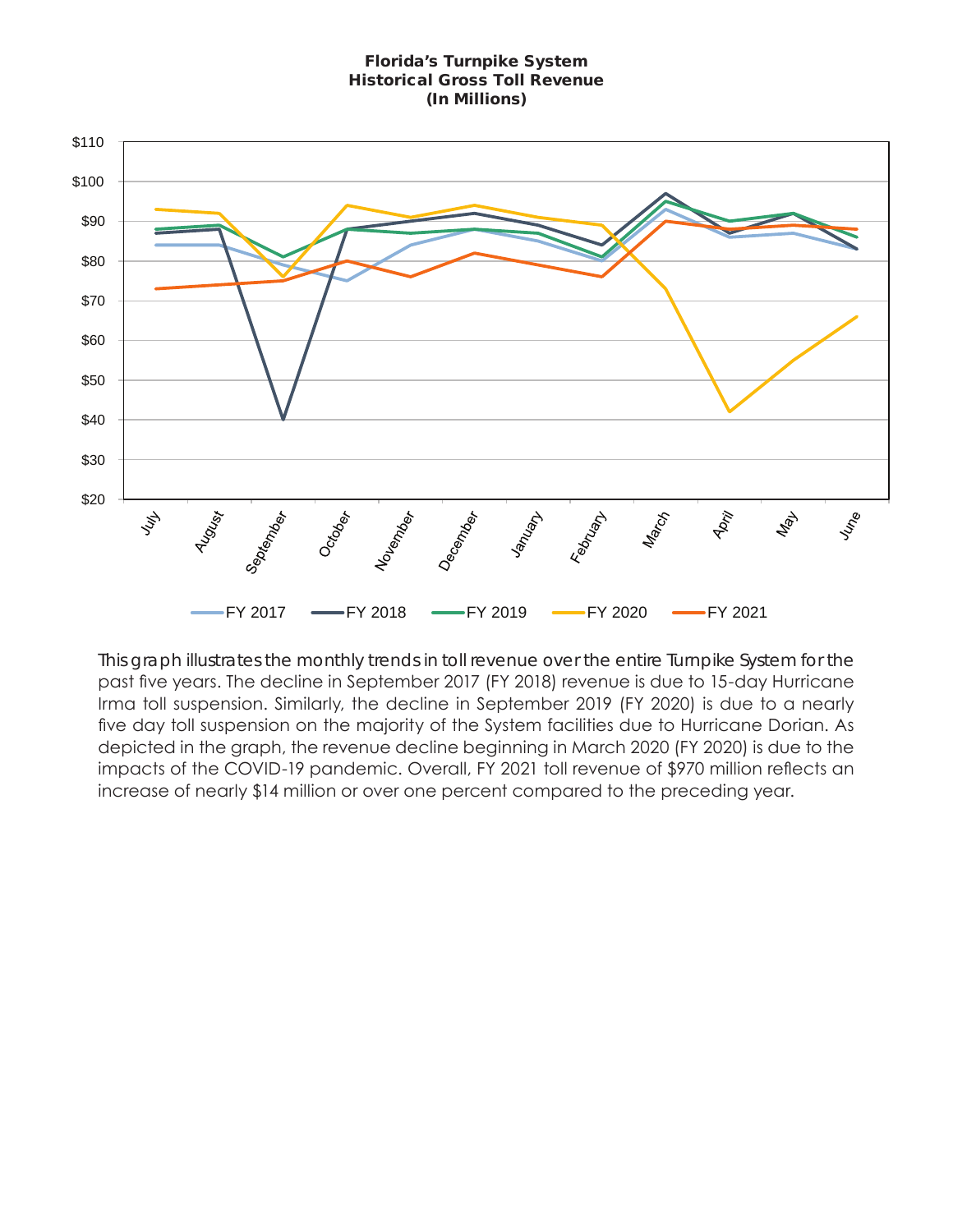**Florida's Turnpike System**
**Historical Gross Toll Revenue**
**(In Millions)**

$110
$100
$90
$80
$70
$60
$50
$40
$30
$20

July
August
September
October
November
December
January
February
March
April
May
June

FY 2017
FY 2018
FY 2019
FY 2020
FY 2021

This graph illustrates the monthly trends in toll revenue over the entire Turnpike System for the past five years. The decline in September 2017 (FY 2018) revenue is due to 15-day Hurricane Irma toll suspension. Similarly, the decline in September 2019 (FY 2020) is due to a nearly five day toll suspension on the majority of the System facilities due to Hurricane Dorian. As depicted in the graph, the revenue decline beginning in March 2020 (FY 2020) is due to the impacts of the COVID-19 pandemic. Overall, FY 2021 toll revenue of $970 million reflects an increase of nearly $14 million or over one percent compared to the preceding year.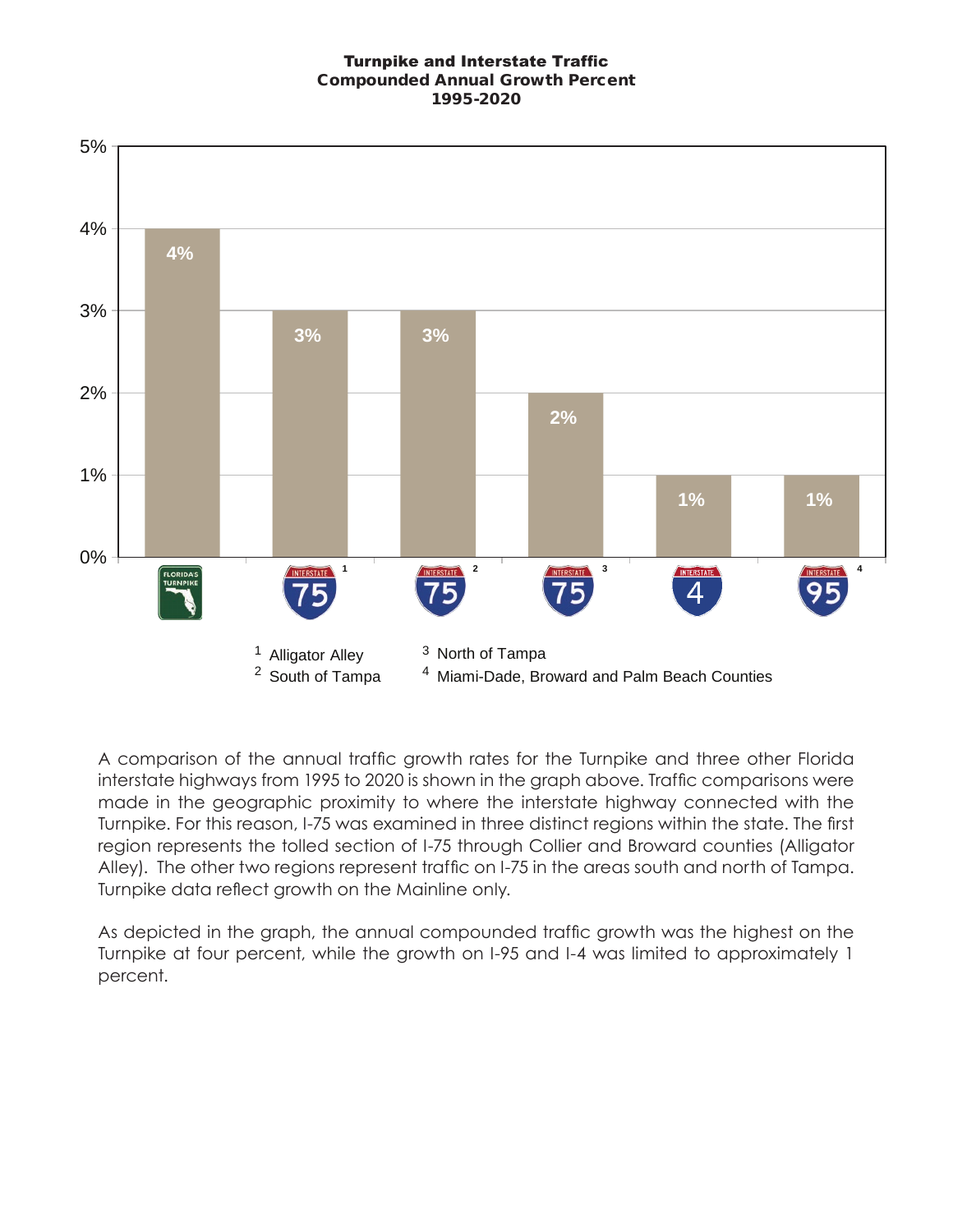**Turnpike and Interstate Traffic**
**Compounded Annual Growth Percent**
**1995-2020**

5%
4%
3%
2%
1%
0%

4%
3%
3%
2%
1%
1%

FLORIDA'S TURNPIKE
INTERSTATE 75 1
INTERSTATE 75 2
INTERSTATE 75 3
INTERSTATE 4
INTERSTATE 95 4

1 Alligator Alley
2 South of Tampa
3 North of Tampa
4 Miami-Dade, Broward and Palm Beach Counties

A comparison of the annual traffic growth rates for the Turnpike and three other Florida interstate highways from 1995 to 2020 is shown in the graph above. Traffic comparisons were made in the geographic proximity to where the interstate highway connected with the Turnpike. For this reason, I-75 was examined in three distinct regions within the state. The first region represents the tolled section of I-75 through Collier and Broward counties (Alligator Alley). The other two regions represent traffic on I-75 in the areas south and north of Tampa. Turnpike data reflect growth on the Mainline only.

As depicted in the graph, the annual compounded traffic growth was the highest on the Turnpike at four percent, while the growth on I-95 and I-4 was limited to approximately 1 percent.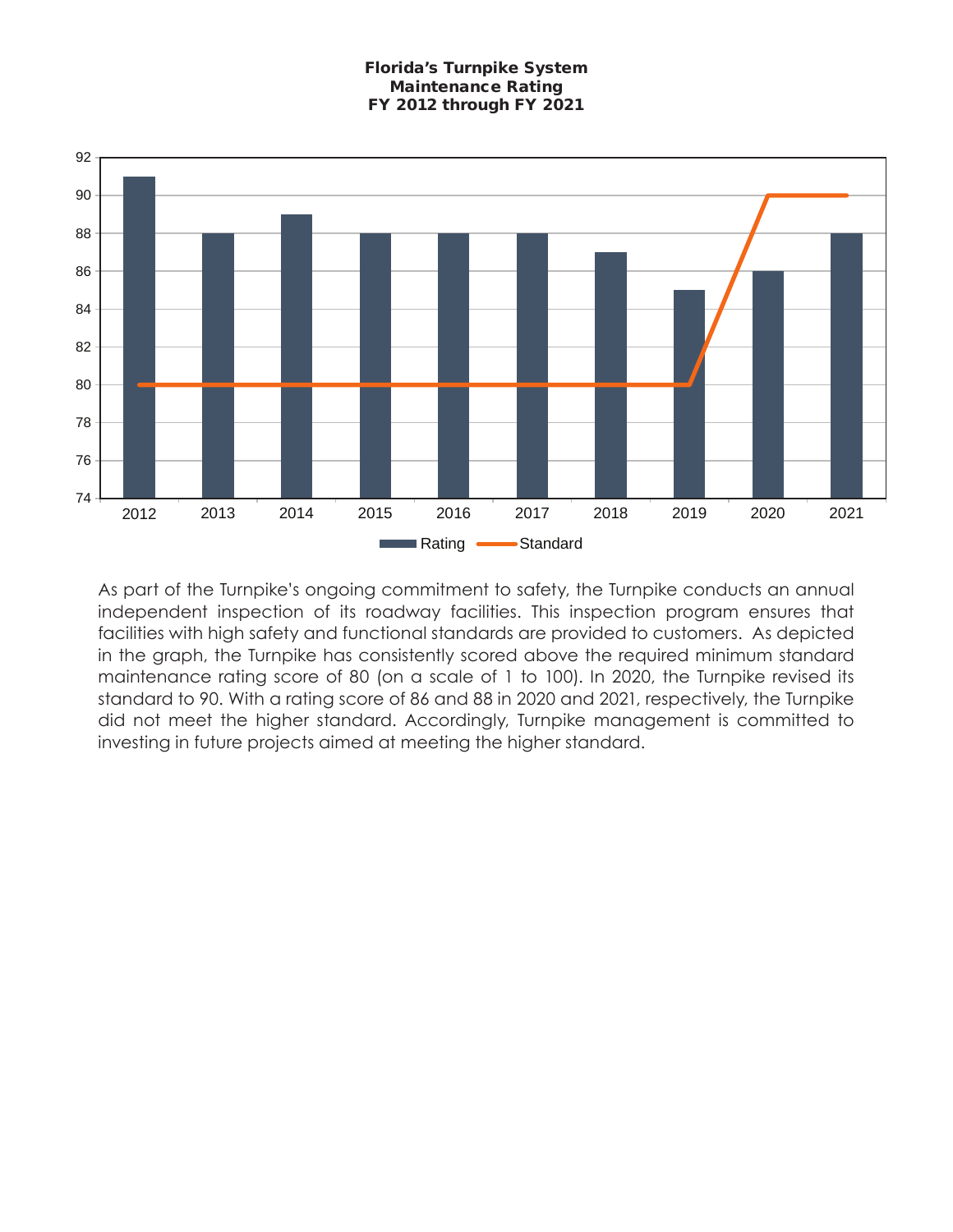**Florida's Turnpike System**
**Maintenance Rating**
**FY 2012 through FY 2021**

| Year | Rating | Standard |
|---|---|---|
| 2012 | 91 | 80 |
| 2013 | 88 | 80 |
| 2014 | 89 | 80 |
| 2015 | 88 | 80 |
| 2016 | 88 | 80 |
| 2017 | 88 | 80 |
| 2018 | 87 | 80 |
| 2019 | 85 | 80 |
| 2020 | 86 | 90 |
| 2021 | 88 | 90 |

As part of the Turnpike's ongoing commitment to safety, the Turnpike conducts an annual independent inspection of its roadway facilities. This inspection program ensures that facilities with high safety and functional standards are provided to customers. As depicted in the graph, the Turnpike has consistently scored above the required minimum standard maintenance rating score of 80 (on a scale of 1 to 100). In 2020, the Turnpike revised its standard to 90. With a rating score of 86 and 88 in 2020 and 2021, respectively, the Turnpike did not meet the higher standard. Accordingly, Turnpike management is committed to investing in future projects aimed at meeting the higher standard.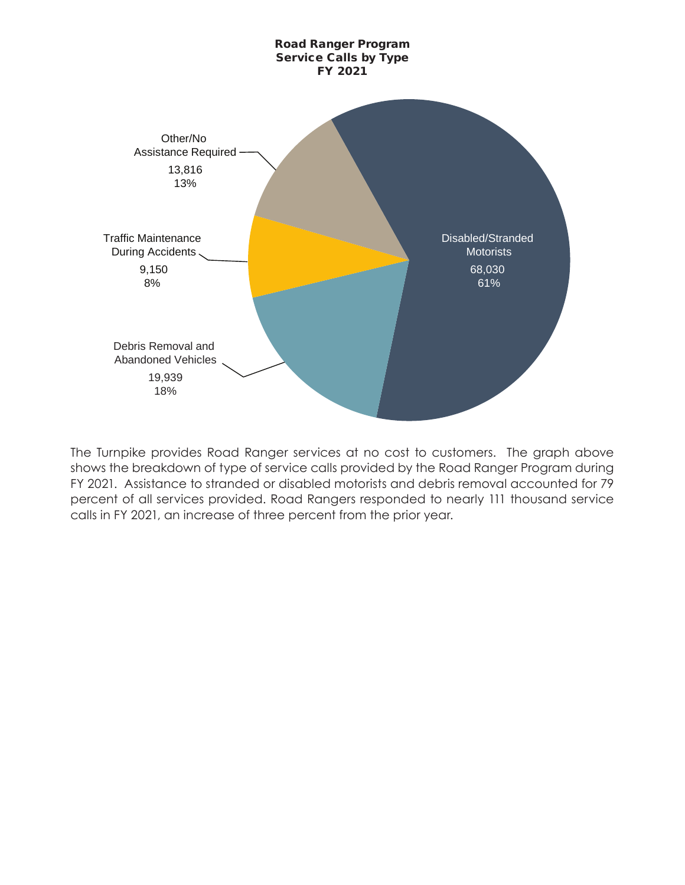**Road Ranger Program**
**Service Calls by Type**
**FY 2021**

Other/No Assistance Required
13,816
13%

Traffic Maintenance During Accidents
9,150
8%

Debris Removal and Abandoned Vehicles
19,939
18%

Disabled/Stranded Motorists
68,030
61%

The Turnpike provides Road Ranger services at no cost to customers. The graph above shows the breakdown of type of service calls provided by the Road Ranger Program during FY 2021. Assistance to stranded or disabled motorists and debris removal accounted for 79 percent of all services provided. Road Rangers responded to nearly 111 thousand service calls in FY 2021, an increase of three percent from the prior year.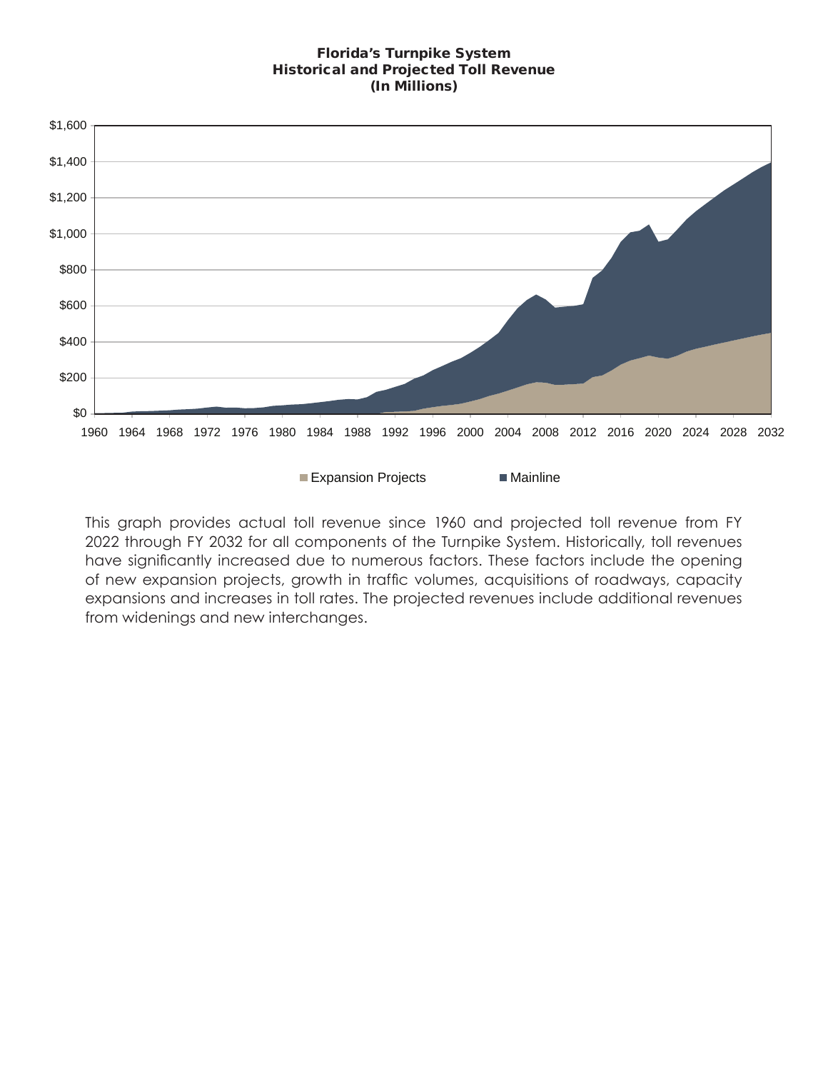**Florida's Turnpike System**
**Historical and Projected Toll Revenue**
**(In Millions)**

This graph provides actual toll revenue since 1960 and projected toll revenue from FY 2022 through FY 2032 for all components of the Turnpike System. Historically, toll revenues have significantly increased due to numerous factors. These factors include the opening of new expansion projects, growth in traffic volumes, acquisitions of roadways, capacity expansions and increases in toll rates. The projected revenues include additional revenues from widenings and new interchanges.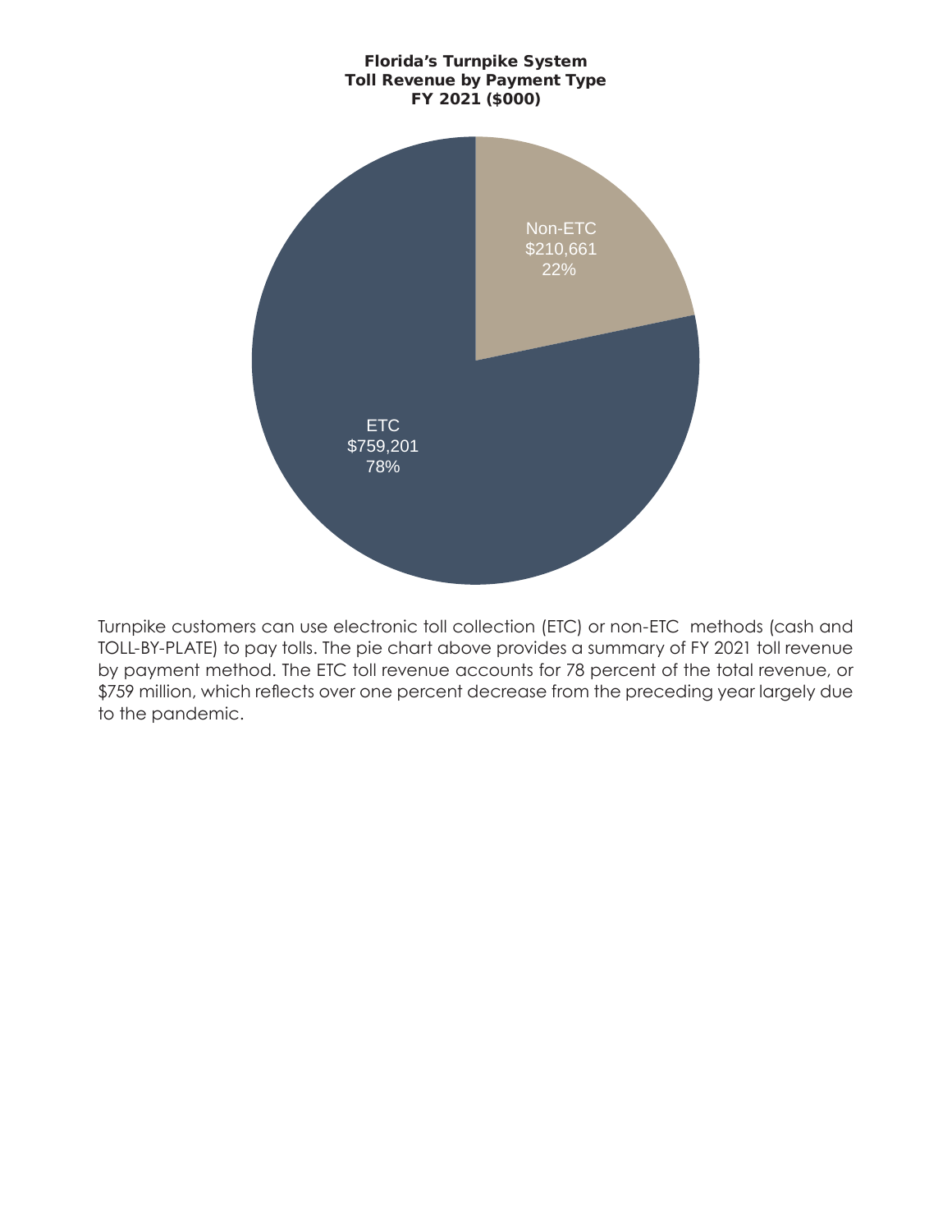**Florida's Turnpike System**
**Toll Revenue by Payment Type**
**FY 2021 ($000)**

Non-ETC
$210,661
22%

ETC
$759,201
78%

Turnpike customers can use electronic toll collection (ETC) or non-ETC methods (cash and TOLL-BY-PLATE) to pay tolls. The pie chart above provides a summary of FY 2021 toll revenue by payment method. The ETC toll revenue accounts for 78 percent of the total revenue, or $759 million, which reflects over one percent decrease from the preceding year largely due to the pandemic.